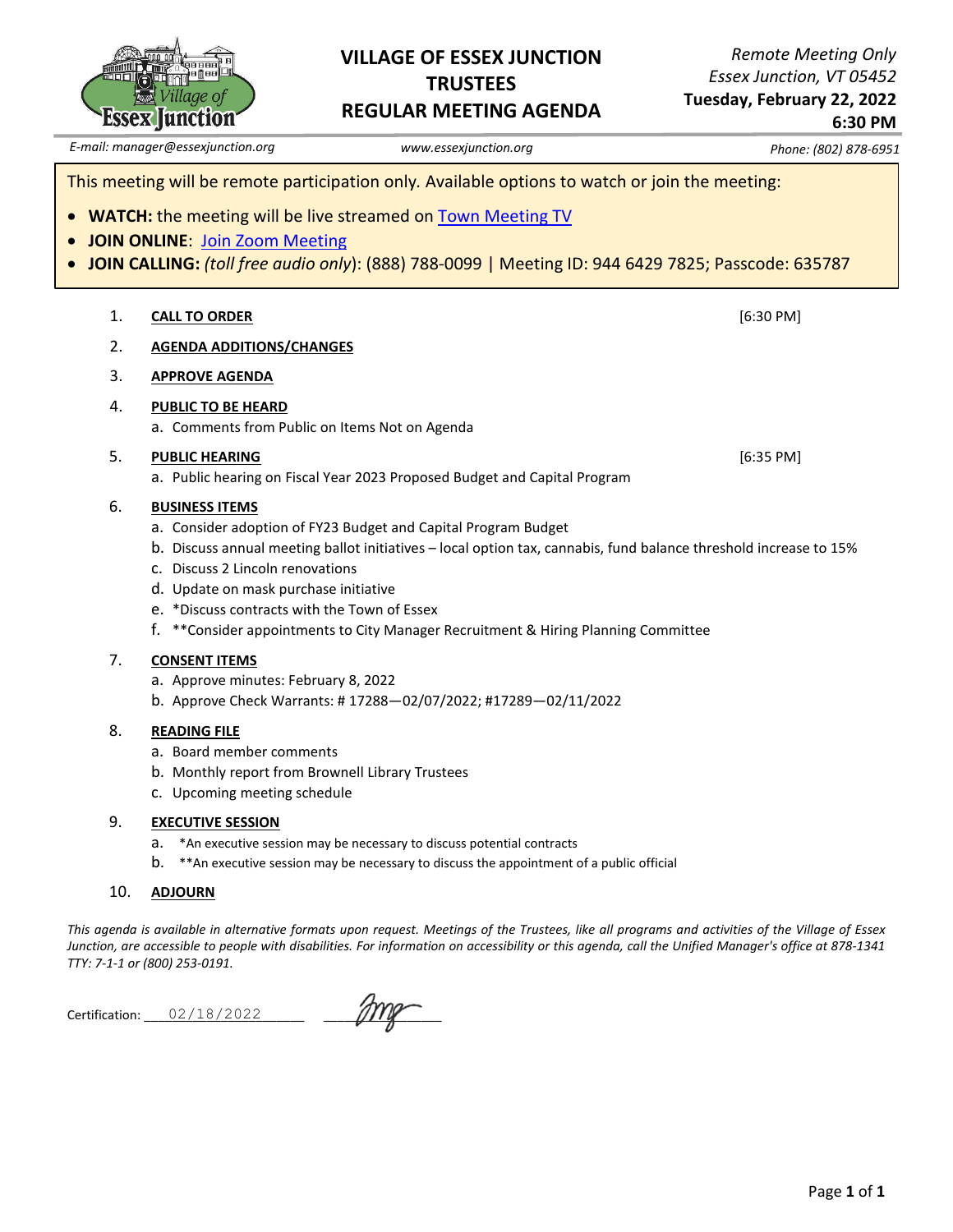# VILLAGE OF ESSEX JUNCTION TRUSTEES REGULAR MEETING AGENDA

*Remote Meeting Only*
*Essex Junction, VT 05452*
**Tuesday, February 22, 2022**
**6:30 PM**

*E-mail: manager@essexjunction.org* | *www.essexjunction.org* | *Phone: (802) 878-6951*

This meeting will be remote participation only. Available options to watch or join the meeting:

- **WATCH:** the meeting will be live streamed on Town Meeting TV
- **JOIN ONLINE**: Join Zoom Meeting
- **JOIN CALLING:** *(toll free audio only)*: (888) 788-0099 | Meeting ID: 944 6429 7825; Passcode: 635787

1. **CALL TO ORDER** [6:30 PM]
2. **AGENDA ADDITIONS/CHANGES**
3. **APPROVE AGENDA**
4. **PUBLIC TO BE HEARD**
   a. Comments from Public on Items Not on Agenda
5. **PUBLIC HEARING** [6:35 PM]
   a. Public hearing on Fiscal Year 2023 Proposed Budget and Capital Program
6. **BUSINESS ITEMS**
   a. Consider adoption of FY23 Budget and Capital Program Budget
   b. Discuss annual meeting ballot initiatives – local option tax, cannabis, fund balance threshold increase to 15%
   c. Discuss 2 Lincoln renovations
   d. Update on mask purchase initiative
   e. *Discuss contracts with the Town of Essex
   f. **Consider appointments to City Manager Recruitment & Hiring Planning Committee
7. **CONSENT ITEMS**
   a. Approve minutes: February 8, 2022
   b. Approve Check Warrants: # 17288—02/07/2022; #17289—02/11/2022
8. **READING FILE**
   a. Board member comments
   b. Monthly report from Brownell Library Trustees
   c. Upcoming meeting schedule
9. **EXECUTIVE SESSION**
   a. *An executive session may be necessary to discuss potential contracts
   b. **An executive session may be necessary to discuss the appointment of a public official
10. **ADJOURN**

*This agenda is available in alternative formats upon request. Meetings of the Trustees, like all programs and activities of the Village of Essex Junction, are accessible to people with disabilities. For information on accessibility or this agenda, call the Unified Manager's office at 878-1341 TTY: 7-1-1 or (800) 253-0191.*

Certification: 02/18/2022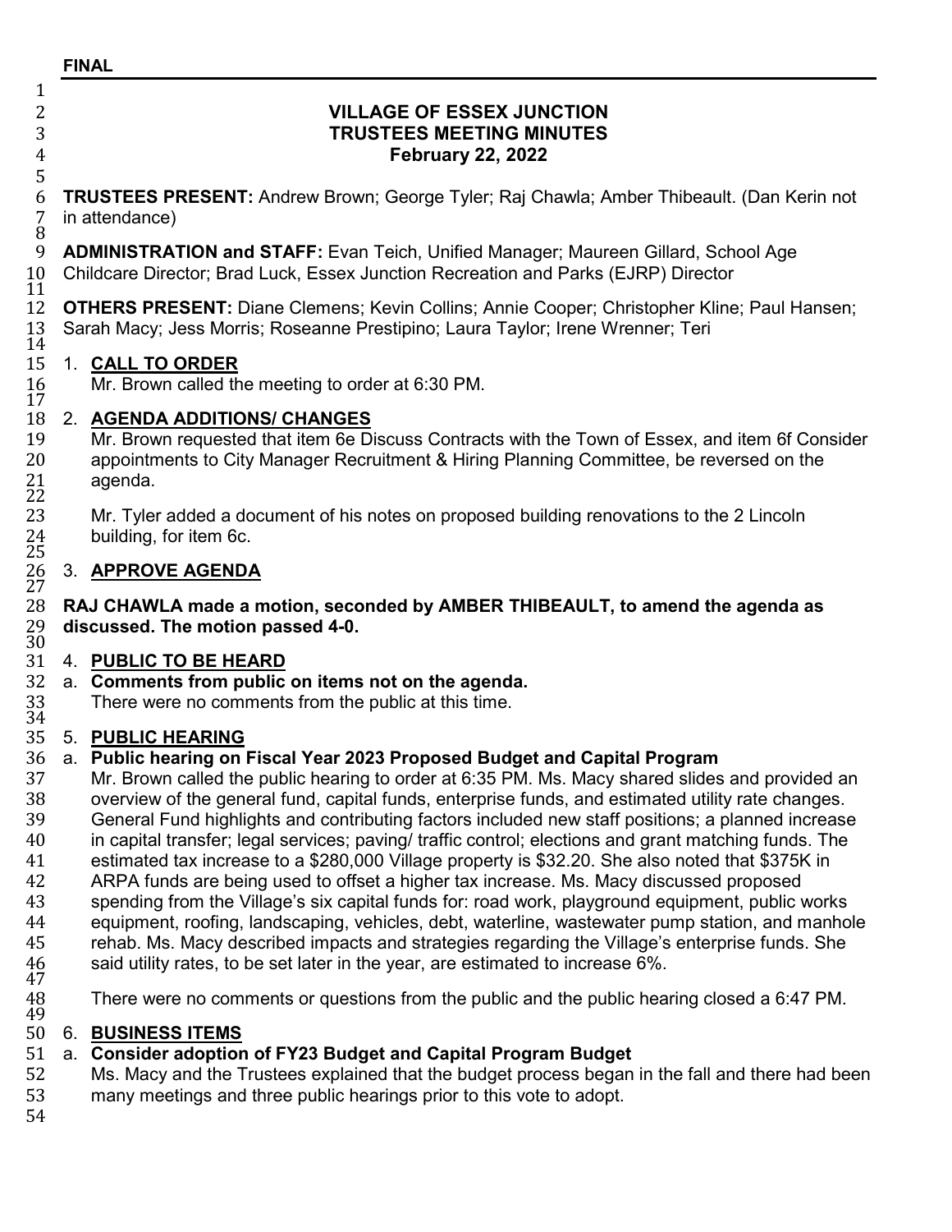**FINAL**

# VILLAGE OF ESSEX JUNCTION
## TRUSTEES MEETING MINUTES
### February 22, 2022

**TRUSTEES PRESENT:** Andrew Brown; George Tyler; Raj Chawla; Amber Thibeault. (Dan Kerin not in attendance)

**ADMINISTRATION and STAFF:** Evan Teich, Unified Manager; Maureen Gillard, School Age Childcare Director; Brad Luck, Essex Junction Recreation and Parks (EJRP) Director

**OTHERS PRESENT:** Diane Clemens; Kevin Collins; Annie Cooper; Christopher Kline; Paul Hansen; Sarah Macy; Jess Morris; Roseanne Prestipino; Laura Taylor; Irene Wrenner; Teri

1. **CALL TO ORDER**

   Mr. Brown called the meeting to order at 6:30 PM.

2. **AGENDA ADDITIONS/ CHANGES**

   Mr. Brown requested that item 6e Discuss Contracts with the Town of Essex, and item 6f Consider appointments to City Manager Recruitment & Hiring Planning Committee, be reversed on the agenda.

   Mr. Tyler added a document of his notes on proposed building renovations to the 2 Lincoln building, for item 6c.

3. **APPROVE AGENDA**

**RAJ CHAWLA made a motion, seconded by AMBER THIBEAULT, to amend the agenda as discussed. The motion passed 4-0.**

4. **PUBLIC TO BE HEARD**

   a. **Comments from public on items not on the agenda.**

   There were no comments from the public at this time.

5. **PUBLIC HEARING**

   a. **Public hearing on Fiscal Year 2023 Proposed Budget and Capital Program**

   Mr. Brown called the public hearing to order at 6:35 PM. Ms. Macy shared slides and provided an overview of the general fund, capital funds, enterprise funds, and estimated utility rate changes. General Fund highlights and contributing factors included new staff positions; a planned increase in capital transfer; legal services; paving/ traffic control; elections and grant matching funds. The estimated tax increase to a $280,000 Village property is $32.20. She also noted that $375K in ARPA funds are being used to offset a higher tax increase. Ms. Macy discussed proposed spending from the Village's six capital funds for: road work, playground equipment, public works equipment, roofing, landscaping, vehicles, debt, waterline, wastewater pump station, and manhole rehab. Ms. Macy described impacts and strategies regarding the Village's enterprise funds. She said utility rates, to be set later in the year, are estimated to increase 6%.

   There were no comments or questions from the public and the public hearing closed a 6:47 PM.

6. **BUSINESS ITEMS**

   a. **Consider adoption of FY23 Budget and Capital Program Budget**

   Ms. Macy and the Trustees explained that the budget process began in the fall and there had been many meetings and three public hearings prior to this vote to adopt.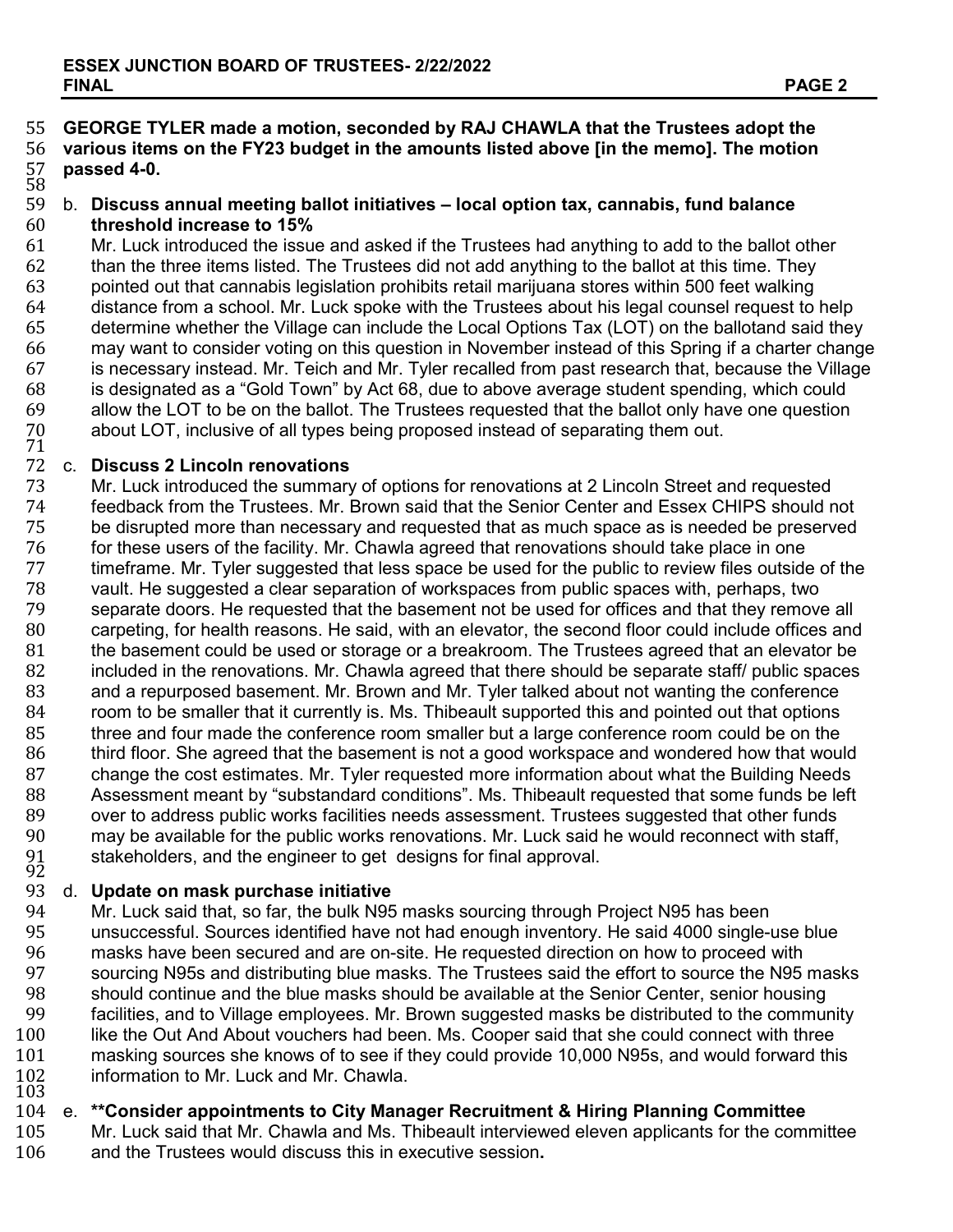**GEORGE TYLER made a motion, seconded by RAJ CHAWLA that the Trustees adopt the various items on the FY23 budget in the amounts listed above [in the memo]. The motion passed 4-0.**

b. **Discuss annual meeting ballot initiatives – local option tax, cannabis, fund balance threshold increase to 15%**

Mr. Luck introduced the issue and asked if the Trustees had anything to add to the ballot other than the three items listed. The Trustees did not add anything to the ballot at this time. They pointed out that cannabis legislation prohibits retail marijuana stores within 500 feet walking distance from a school. Mr. Luck spoke with the Trustees about his legal counsel request to help determine whether the Village can include the Local Options Tax (LOT) on the ballotand said they may want to consider voting on this question in November instead of this Spring if a charter change is necessary instead. Mr. Teich and Mr. Tyler recalled from past research that, because the Village is designated as a "Gold Town" by Act 68, due to above average student spending, which could allow the LOT to be on the ballot. The Trustees requested that the ballot only have one question about LOT, inclusive of all types being proposed instead of separating them out.

c. **Discuss 2 Lincoln renovations**

Mr. Luck introduced the summary of options for renovations at 2 Lincoln Street and requested feedback from the Trustees. Mr. Brown said that the Senior Center and Essex CHIPS should not be disrupted more than necessary and requested that as much space as is needed be preserved for these users of the facility. Mr. Chawla agreed that renovations should take place in one timeframe. Mr. Tyler suggested that less space be used for the public to review files outside of the vault. He suggested a clear separation of workspaces from public spaces with, perhaps, two separate doors. He requested that the basement not be used for offices and that they remove all carpeting, for health reasons. He said, with an elevator, the second floor could include offices and the basement could be used or storage or a breakroom. The Trustees agreed that an elevator be included in the renovations. Mr. Chawla agreed that there should be separate staff/ public spaces and a repurposed basement. Mr. Brown and Mr. Tyler talked about not wanting the conference room to be smaller that it currently is. Ms. Thibeault supported this and pointed out that options three and four made the conference room smaller but a large conference room could be on the third floor. She agreed that the basement is not a good workspace and wondered how that would change the cost estimates. Mr. Tyler requested more information about what the Building Needs Assessment meant by "substandard conditions". Ms. Thibeault requested that some funds be left over to address public works facilities needs assessment. Trustees suggested that other funds may be available for the public works renovations. Mr. Luck said he would reconnect with staff, stakeholders, and the engineer to get designs for final approval.

d. **Update on mask purchase initiative**

Mr. Luck said that, so far, the bulk N95 masks sourcing through Project N95 has been unsuccessful. Sources identified have not had enough inventory. He said 4000 single-use blue masks have been secured and are on-site. He requested direction on how to proceed with sourcing N95s and distributing blue masks. The Trustees said the effort to source the N95 masks should continue and the blue masks should be available at the Senior Center, senior housing facilities, and to Village employees. Mr. Brown suggested masks be distributed to the community like the Out And About vouchers had been. Ms. Cooper said that she could connect with three masking sources she knows of to see if they could provide 10,000 N95s, and would forward this information to Mr. Luck and Mr. Chawla.

e. **\*\*Consider appointments to City Manager Recruitment & Hiring Planning Committee**

Mr. Luck said that Mr. Chawla and Ms. Thibeault interviewed eleven applicants for the committee and the Trustees would discuss this in executive session.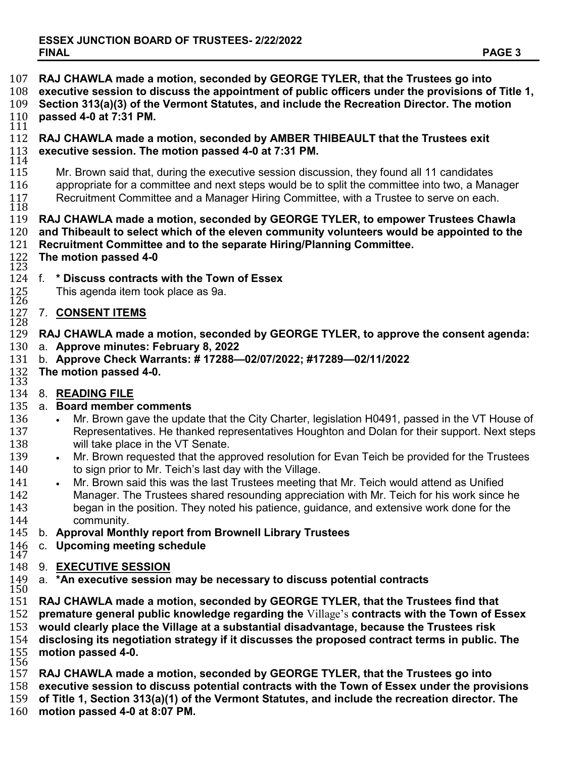**RAJ CHAWLA made a motion, seconded by GEORGE TYLER, that the Trustees go into executive session to discuss the appointment of public officers under the provisions of Title 1, Section 313(a)(3) of the Vermont Statutes, and include the Recreation Director. The motion passed 4-0 at 7:31 PM.**

**RAJ CHAWLA made a motion, seconded by AMBER THIBEAULT that the Trustees exit executive session. The motion passed 4-0 at 7:31 PM.**

Mr. Brown said that, during the executive session discussion, they found all 11 candidates appropriate for a committee and next steps would be to split the committee into two, a Manager Recruitment Committee and a Manager Hiring Committee, with a Trustee to serve on each.

**RAJ CHAWLA made a motion, seconded by GEORGE TYLER, to empower Trustees Chawla and Thibeault to select which of the eleven community volunteers would be appointed to the Recruitment Committee and to the separate Hiring/Planning Committee.**
**The motion passed 4-0**

f. **\* Discuss contracts with the Town of Essex**
This agenda item took place as 9a.

## 7. CONSENT ITEMS

**RAJ CHAWLA made a motion, seconded by GEORGE TYLER, to approve the consent agenda:**
a. **Approve minutes: February 8, 2022**
b. **Approve Check Warrants: # 17288—02/07/2022; #17289—02/11/2022**
**The motion passed 4-0.**

## 8. READING FILE

a. **Board member comments**
- Mr. Brown gave the update that the City Charter, legislation H0491, passed in the VT House of Representatives. He thanked representatives Houghton and Dolan for their support. Next steps will take place in the VT Senate.
- Mr. Brown requested that the approved resolution for Evan Teich be provided for the Trustees to sign prior to Mr. Teich's last day with the Village.
- Mr. Brown said this was the last Trustees meeting that Mr. Teich would attend as Unified Manager. The Trustees shared resounding appreciation with Mr. Teich for his work since he began in the position. They noted his patience, guidance, and extensive work done for the community.

b. **Approval Monthly report from Brownell Library Trustees**
c. **Upcoming meeting schedule**

## 9. EXECUTIVE SESSION

a. **\*An executive session may be necessary to discuss potential contracts**

**RAJ CHAWLA made a motion, seconded by GEORGE TYLER, that the Trustees find that premature general public knowledge regarding the Village's contracts with the Town of Essex would clearly place the Village at a substantial disadvantage, because the Trustees risk disclosing its negotiation strategy if it discusses the proposed contract terms in public. The motion passed 4-0.**

**RAJ CHAWLA made a motion, seconded by GEORGE TYLER, that the Trustees go into executive session to discuss potential contracts with the Town of Essex under the provisions of Title 1, Section 313(a)(1) of the Vermont Statutes, and include the recreation director. The motion passed 4-0 at 8:07 PM.**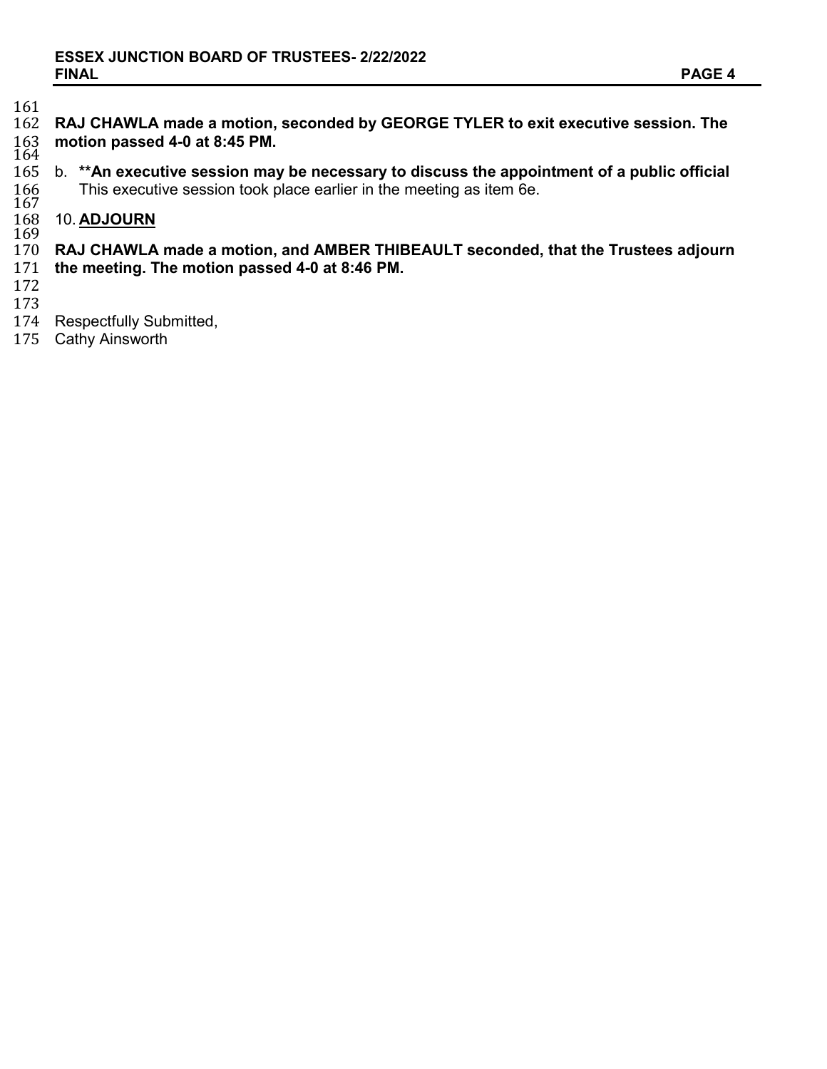**RAJ CHAWLA made a motion, seconded by GEORGE TYLER to exit executive session. The motion passed 4-0 at 8:45 PM.**

b. **\*\*An executive session may be necessary to discuss the appointment of a public official**
This executive session took place earlier in the meeting as item 6e.

10. **ADJOURN**

**RAJ CHAWLA made a motion, and AMBER THIBEAULT seconded, that the Trustees adjourn the meeting. The motion passed 4-0 at 8:46 PM.**

Respectfully Submitted,
Cathy Ainsworth